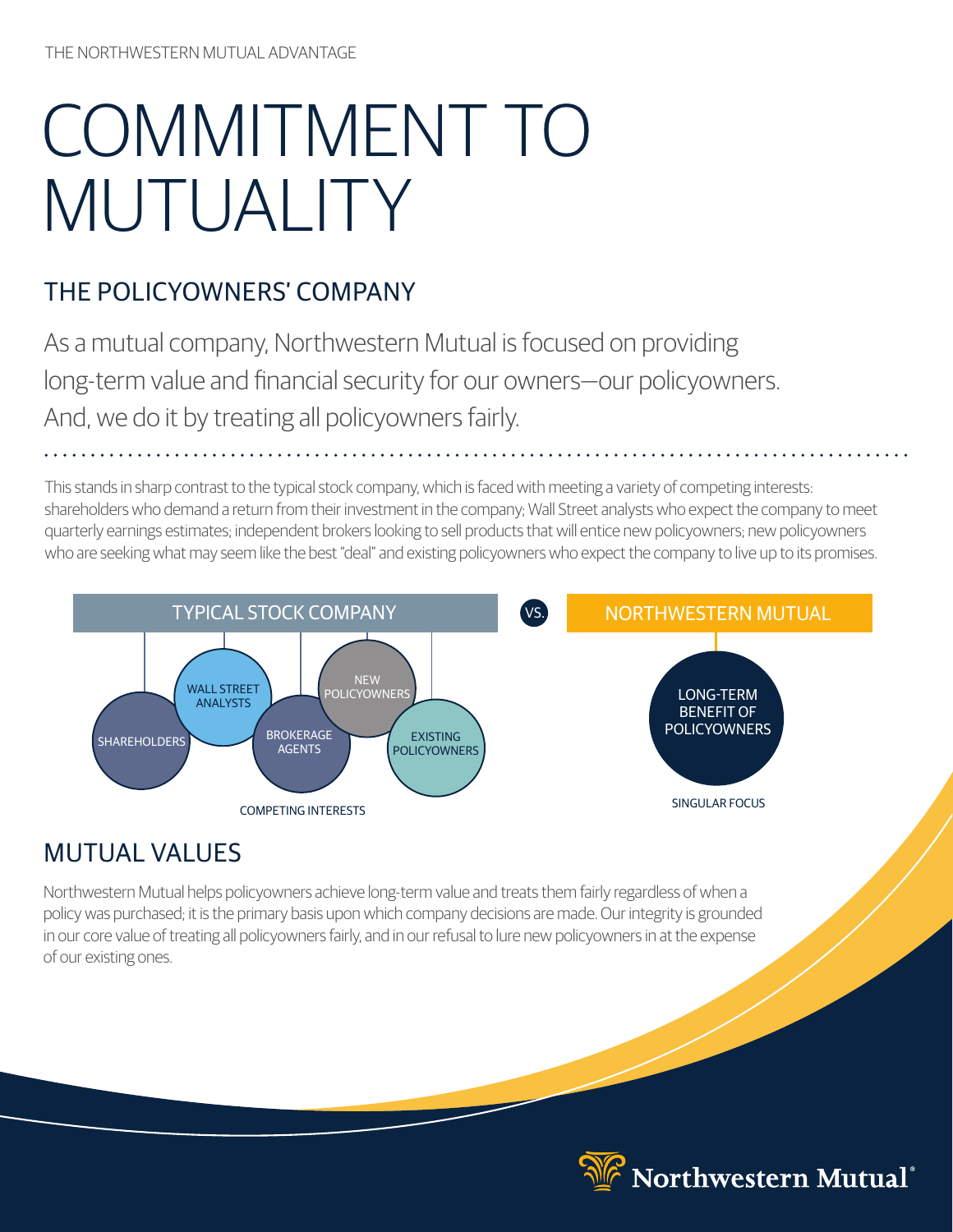THE NORTHWESTERN MUTUAL ADVANTAGE

# COMMITMENT TO MUTUALITY

## THE POLICYOWNERS' COMPANY

As a mutual company, Northwestern Mutual is focused on providing long-term value and financial security for our owners—our policyowners. And, we do it by treating all policyowners fairly.

This stands in sharp contrast to the typical stock company, which is faced with meeting a variety of competing interests: shareholders who demand a return from their investment in the company; Wall Street analysts who expect the company to meet quarterly earnings estimates; independent brokers looking to sell products that will entice new policyowners; new policyowners who are seeking what may seem like the best "deal" and existing policyowners who expect the company to live up to its promises.

TYPICAL STOCK COMPANY

SHAREHOLDERS

WALL STREET ANALYSTS

BROKERAGE AGENTS

NEW POLICYOWNERS

EXISTING POLICYOWNERS

COMPETING INTERESTS

VS.

NORTHWESTERN MUTUAL

LONG-TERM BENEFIT OF POLICYOWNERS

SINGULAR FOCUS

## MUTUAL VALUES

Northwestern Mutual helps policyowners achieve long-term value and treats them fairly regardless of when a policy was purchased; it is the primary basis upon which company decisions are made. Our integrity is grounded in our core value of treating all policyowners fairly, and in our refusal to lure new policyowners in at the expense of our existing ones.

Northwestern Mutual®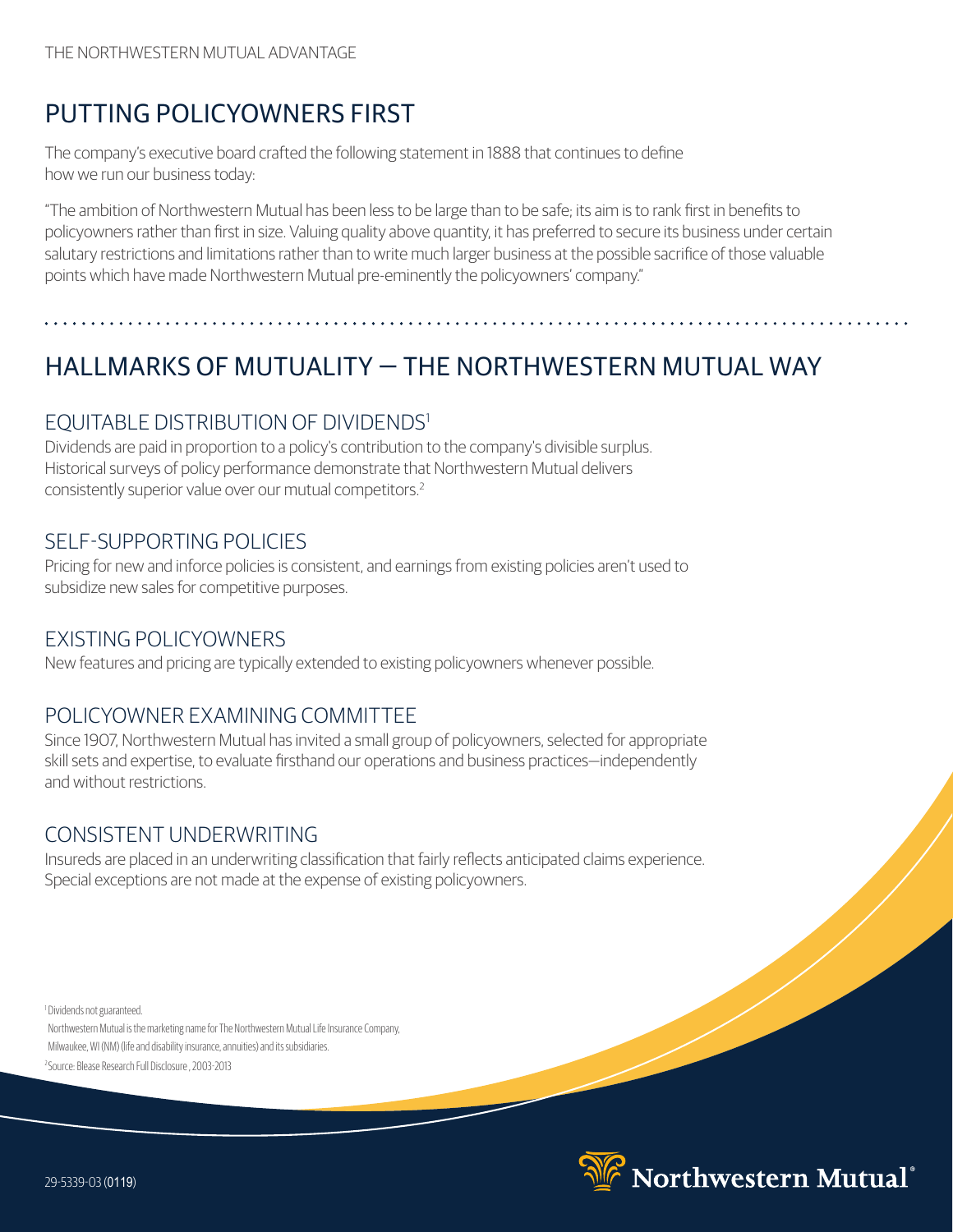THE NORTHWESTERN MUTUAL ADVANTAGE

# PUTTING POLICYOWNERS FIRST

The company's executive board crafted the following statement in 1888 that continues to define how we run our business today:

"The ambition of Northwestern Mutual has been less to be large than to be safe; its aim is to rank first in benefits to policyowners rather than first in size. Valuing quality above quantity, it has preferred to secure its business under certain salutary restrictions and limitations rather than to write much larger business at the possible sacrifice of those valuable points which have made Northwestern Mutual pre-eminently the policyowners' company."

# HALLMARKS OF MUTUALITY — THE NORTHWESTERN MUTUAL WAY

## EQUITABLE DISTRIBUTION OF DIVIDENDS[1]

Dividends are paid in proportion to a policy's contribution to the company's divisible surplus. Historical surveys of policy performance demonstrate that Northwestern Mutual delivers consistently superior value over our mutual competitors.[2]

## SELF-SUPPORTING POLICIES

Pricing for new and inforce policies is consistent, and earnings from existing policies aren't used to subsidize new sales for competitive purposes.

## EXISTING POLICYOWNERS

New features and pricing are typically extended to existing policyowners whenever possible.

## POLICYOWNER EXAMINING COMMITTEE

Since 1907, Northwestern Mutual has invited a small group of policyowners, selected for appropriate skill sets and expertise, to evaluate firsthand our operations and business practices—independently and without restrictions.

## CONSISTENT UNDERWRITING

Insureds are placed in an underwriting classification that fairly reflects anticipated claims experience. Special exceptions are not made at the expense of existing policyowners.

[1] Dividends not guaranteed.

Northwestern Mutual is the marketing name for The Northwestern Mutual Life Insurance Company, Milwaukee, WI (NM) (life and disability insurance, annuities) and its subsidiaries.

[2] Source: Blease Research Full Disclosure , 2003-2013

29-5339-03 (0119)

Northwestern Mutual®